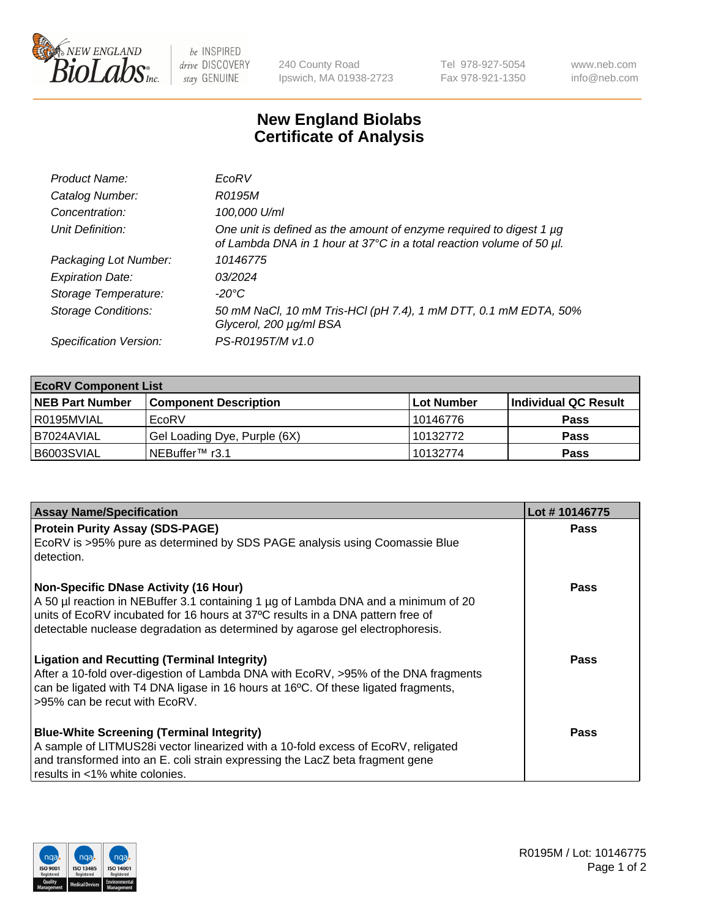be INSPIRED
drive DISCOVERY
stay GENUINE

240 County Road
Ipswich, MA 01938-2723

Tel 978-927-5054
Fax 978-921-1350

www.neb.com
info@neb.com

# New England Biolabs Certificate of Analysis

| | |
|---|---|
| *Product Name:* | *EcoRV* |
| *Catalog Number:* | *R0195M* |
| *Concentration:* | *100,000 U/ml* |
| *Unit Definition:* | *One unit is defined as the amount of enzyme required to digest 1 µg of Lambda DNA in 1 hour at 37°C in a total reaction volume of 50 µl.* |
| *Packaging Lot Number:* | *10146775* |
| *Expiration Date:* | *03/2024* |
| *Storage Temperature:* | *-20°C* |
| *Storage Conditions:* | *50 mM NaCl, 10 mM Tris-HCl (pH 7.4), 1 mM DTT, 0.1 mM EDTA, 50% Glycerol, 200 µg/ml BSA* |
| *Specification Version:* | *PS-R0195T/M v1.0* |

| EcoRV Component List | | | |
|---|---|---|---|
| **NEB Part Number** | **Component Description** | **Lot Number** | **Individual QC Result** |
| R0195MVIAL | EcoRV | 10146776 | **Pass** |
| B7024AVIAL | Gel Loading Dye, Purple (6X) | 10132772 | **Pass** |
| B6003SVIAL | NEBuffer™ r3.1 | 10132774 | **Pass** |

| Assay Name/Specification | Lot # 10146775 |
|---|---|
| **Protein Purity Assay (SDS-PAGE)**<br>EcoRV is >95% pure as determined by SDS PAGE analysis using Coomassie Blue detection. | **Pass** |
| **Non-Specific DNase Activity (16 Hour)**<br>A 50 µl reaction in NEBuffer 3.1 containing 1 µg of Lambda DNA and a minimum of 20 units of EcoRV incubated for 16 hours at 37ºC results in a DNA pattern free of detectable nuclease degradation as determined by agarose gel electrophoresis. | **Pass** |
| **Ligation and Recutting (Terminal Integrity)**<br>After a 10-fold over-digestion of Lambda DNA with EcoRV, >95% of the DNA fragments can be ligated with T4 DNA ligase in 16 hours at 16ºC. Of these ligated fragments, >95% can be recut with EcoRV. | **Pass** |
| **Blue-White Screening (Terminal Integrity)**<br>A sample of LITMUS28i vector linearized with a 10-fold excess of EcoRV, religated and transformed into an E. coli strain expressing the LacZ beta fragment gene results in <1% white colonies. | **Pass** |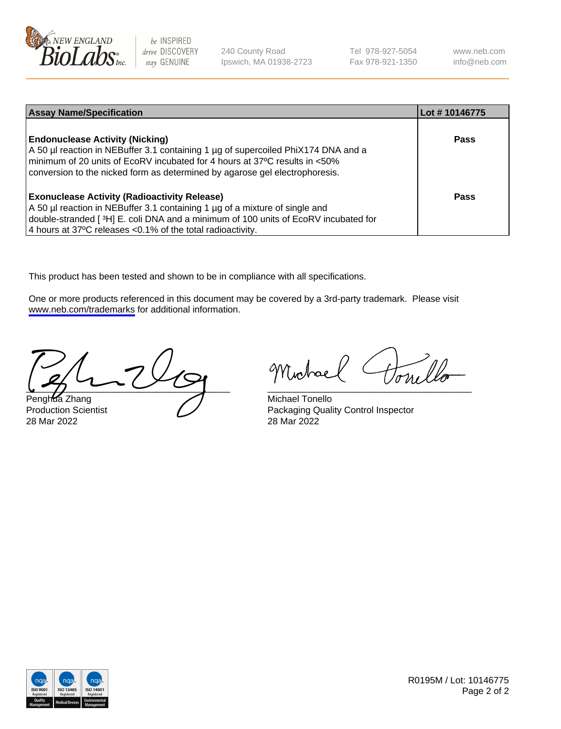| Assay Name/Specification | Lot # 10146775 |
|---|---|
| **Endonuclease Activity (Nicking)**<br>A 50 µl reaction in NEBuffer 3.1 containing 1 µg of supercoiled PhiX174 DNA and a minimum of 20 units of EcoRV incubated for 4 hours at 37ºC results in <50% conversion to the nicked form as determined by agarose gel electrophoresis. | **Pass** |
| **Exonuclease Activity (Radioactivity Release)**<br>A 50 µl reaction in NEBuffer 3.1 containing 1 µg of a mixture of single and double-stranded [ $^3$H] E. coli DNA and a minimum of 100 units of EcoRV incubated for 4 hours at 37ºC releases <0.1% of the total radioactivity. | **Pass** |

This product has been tested and shown to be in compliance with all specifications.

One or more products referenced in this document may be covered by a 3rd-party trademark. Please visit www.neb.com/trademarks for additional information.

Penghua Zhang
Production Scientist
28 Mar 2022

Michael Tonello
Packaging Quality Control Inspector
28 Mar 2022

R0195M / Lot: 10146775